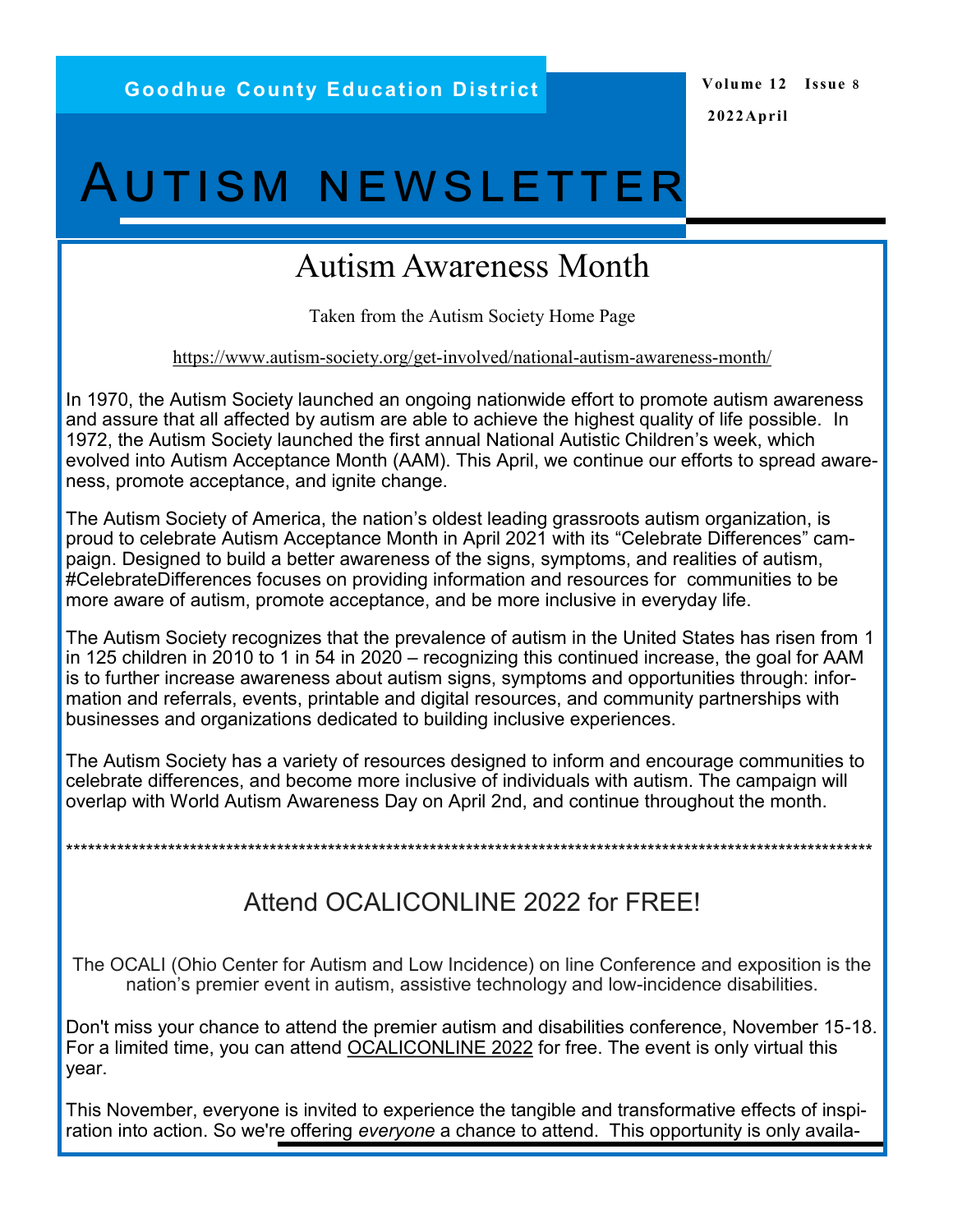Goodhue County Education District

Volume 12 Issue 8

2022April

# Autism Newsletter

## Autism Awareness Month

Taken from the Autism Society Home Page

https://www.autism-society.org/get-involved/national-autism-awareness-month/

In 1970, the Autism Society launched an ongoing nationwide effort to promote autism awareness and assure that all affected by autism are able to achieve the highest quality of life possible. In 1972, the Autism Society launched the first annual National Autistic Children's week, which evolved into Autism Acceptance Month (AAM). This April, we continue our efforts to spread awareness, promote acceptance, and ignite change.

The Autism Society of America, the nation's oldest leading grassroots autism organization, is proud to celebrate Autism Acceptance Month in April 2021 with its "Celebrate Differences" campaign. Designed to build a better awareness of the signs, symptoms, and realities of autism, #CelebrateDifferences focuses on providing information and resources for communities to be more aware of autism, promote acceptance, and be more inclusive in everyday life.

The Autism Society recognizes that the prevalence of autism in the United States has risen from 1 in 125 children in 2010 to 1 in 54 in 2020 – recognizing this continued increase, the goal for AAM is to further increase awareness about autism signs, symptoms and opportunities through: information and referrals, events, printable and digital resources, and community partnerships with businesses and organizations dedicated to building inclusive experiences.

The Autism Society has a variety of resources designed to inform and encourage communities to celebrate differences, and become more inclusive of individuals with autism. The campaign will overlap with World Autism Awareness Day on April 2nd, and continue throughout the month.

*****************************************************************************************************************

## Attend OCALICONLINE 2022 for FREE!

The OCALI (Ohio Center for Autism and Low Incidence) on line Conference and exposition is the nation's premier event in autism, assistive technology and low-incidence disabilities.

Don't miss your chance to attend the premier autism and disabilities conference, November 15-18. For a limited time, you can attend OCALICONLINE 2022 for free. The event is only virtual this year.

This November, everyone is invited to experience the tangible and transformative effects of inspiration into action. So we're offering *everyone* a chance to attend. This opportunity is only availa-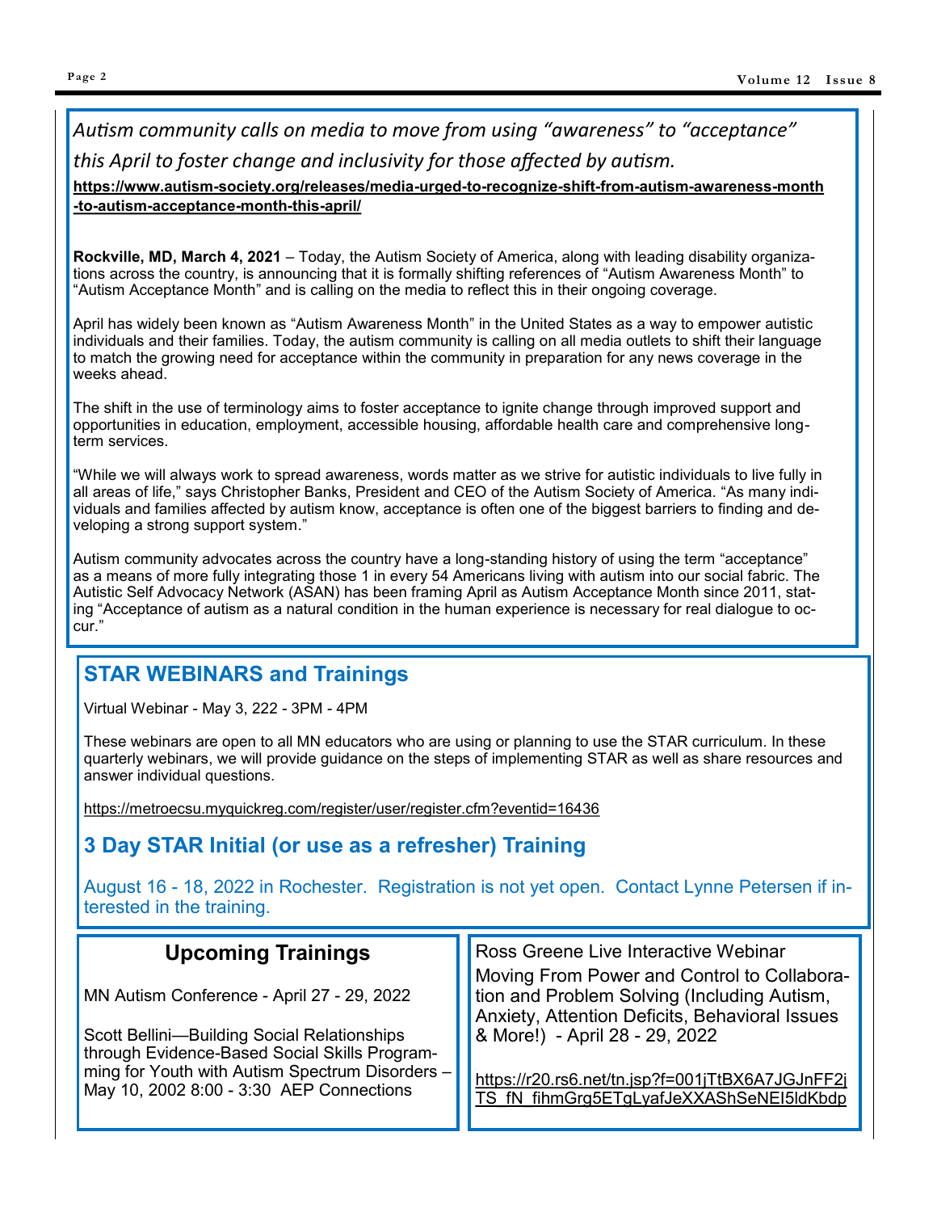*Autism community calls on media to move from using "awareness" to "acceptance" this April to foster change and inclusivity for those affected by autism.*

**https://www.autism-society.org/releases/media-urged-to-recognize-shift-from-autism-awareness-month-to-autism-acceptance-month-this-april/**

**Rockville, MD, March 4, 2021** – Today, the Autism Society of America, along with leading disability organizations across the country, is announcing that it is formally shifting references of "Autism Awareness Month" to "Autism Acceptance Month" and is calling on the media to reflect this in their ongoing coverage.

April has widely been known as "Autism Awareness Month" in the United States as a way to empower autistic individuals and their families. Today, the autism community is calling on all media outlets to shift their language to match the growing need for acceptance within the community in preparation for any news coverage in the weeks ahead.

The shift in the use of terminology aims to foster acceptance to ignite change through improved support and opportunities in education, employment, accessible housing, affordable health care and comprehensive long-term services.

"While we will always work to spread awareness, words matter as we strive for autistic individuals to live fully in all areas of life," says Christopher Banks, President and CEO of the Autism Society of America. "As many individuals and families affected by autism know, acceptance is often one of the biggest barriers to finding and developing a strong support system."

Autism community advocates across the country have a long-standing history of using the term "acceptance" as a means of more fully integrating those 1 in every 54 Americans living with autism into our social fabric. The Autistic Self Advocacy Network (ASAN) has been framing April as Autism Acceptance Month since 2011, stating "Acceptance of autism as a natural condition in the human experience is necessary for real dialogue to occur."

## STAR WEBINARS and Trainings

Virtual Webinar - May 3, 222 - 3PM - 4PM

These webinars are open to all MN educators who are using or planning to use the STAR curriculum. In these quarterly webinars, we will provide guidance on the steps of implementing STAR as well as share resources and answer individual questions.

https://metroecsu.myquickreg.com/register/user/register.cfm?eventid=16436

## 3 Day STAR Initial (or use as a refresher) Training

August 16 - 18, 2022 in Rochester. Registration is not yet open. Contact Lynne Petersen if interested in the training.

## Upcoming Trainings

MN Autism Conference - April 27 - 29, 2022

Scott Bellini—Building Social Relationships through Evidence-Based Social Skills Programming for Youth with Autism Spectrum Disorders – May 10, 2002 8:00 - 3:30 AEP Connections

Ross Greene Live Interactive Webinar

Moving From Power and Control to Collaboration and Problem Solving (Including Autism, Anxiety, Attention Deficits, Behavioral Issues & More!) - April 28 - 29, 2022

https://r20.rs6.net/tn.jsp?f=001jTtBX6A7JGJnFF2jTS_fN_fihmGrg5ETgLyafJeXXAShSeNEI5ldKbdp